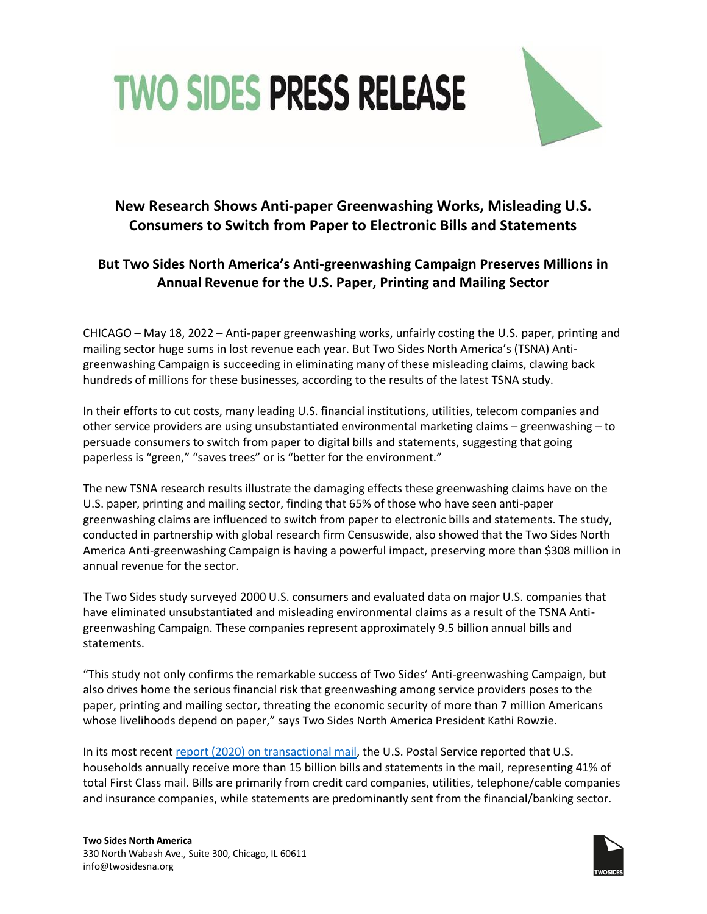# TWO SIDES PRESS RELEASE

## New Research Shows Anti-paper Greenwashing Works, Misleading U.S. Consumers to Switch from Paper to Electronic Bills and Statements

### But Two Sides North America's Anti-greenwashing Campaign Preserves Millions in Annual Revenue for the U.S. Paper, Printing and Mailing Sector

CHICAGO – May 18, 2022 – Anti-paper greenwashing works, unfairly costing the U.S. paper, printing and mailing sector huge sums in lost revenue each year. But Two Sides North America's (TSNA) Anti-greenwashing Campaign is succeeding in eliminating many of these misleading claims, clawing back hundreds of millions for these businesses, according to the results of the latest TSNA study.

In their efforts to cut costs, many leading U.S. financial institutions, utilities, telecom companies and other service providers are using unsubstantiated environmental marketing claims – greenwashing – to persuade consumers to switch from paper to digital bills and statements, suggesting that going paperless is "green," "saves trees" or is "better for the environment."

The new TSNA research results illustrate the damaging effects these greenwashing claims have on the U.S. paper, printing and mailing sector, finding that 65% of those who have seen anti-paper greenwashing claims are influenced to switch from paper to electronic bills and statements. The study, conducted in partnership with global research firm Censuswide, also showed that the Two Sides North America Anti-greenwashing Campaign is having a powerful impact, preserving more than $308 million in annual revenue for the sector.

The Two Sides study surveyed 2000 U.S. consumers and evaluated data on major U.S. companies that have eliminated unsubstantiated and misleading environmental claims as a result of the TSNA Anti-greenwashing Campaign. These companies represent approximately 9.5 billion annual bills and statements.

"This study not only confirms the remarkable success of Two Sides' Anti-greenwashing Campaign, but also drives home the serious financial risk that greenwashing among service providers poses to the paper, printing and mailing sector, threating the economic security of more than 7 million Americans whose livelihoods depend on paper," says Two Sides North America President Kathi Rowzie.

In its most recent [report (2020) on transactional mail](), the U.S. Postal Service reported that U.S. households annually receive more than 15 billion bills and statements in the mail, representing 41% of total First Class mail. Bills are primarily from credit card companies, utilities, telephone/cable companies and insurance companies, while statements are predominantly sent from the financial/banking sector.

**Two Sides North America**
330 North Wabash Ave., Suite 300, Chicago, IL 60611
info@twosidesna.org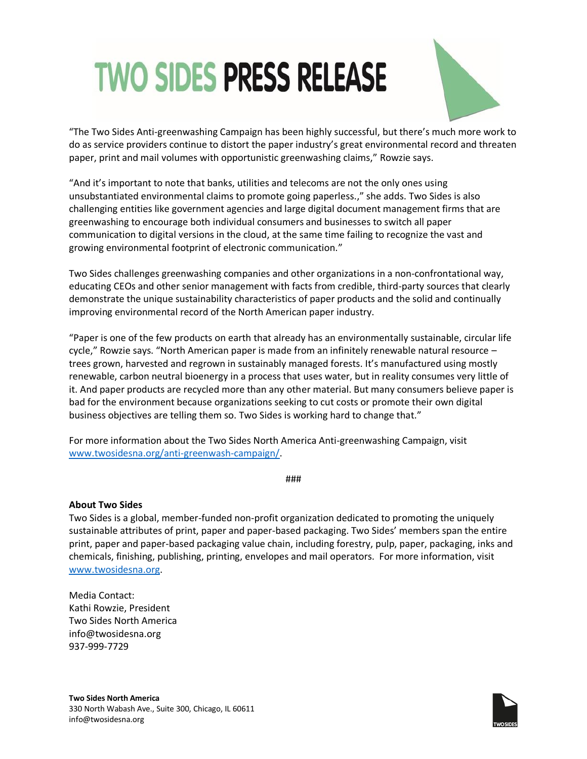# TWO SIDES PRESS RELEASE

"The Two Sides Anti-greenwashing Campaign has been highly successful, but there's much more work to do as service providers continue to distort the paper industry's great environmental record and threaten paper, print and mail volumes with opportunistic greenwashing claims," Rowzie says.

"And it's important to note that banks, utilities and telecoms are not the only ones using unsubstantiated environmental claims to promote going paperless.," she adds. Two Sides is also challenging entities like government agencies and large digital document management firms that are greenwashing to encourage both individual consumers and businesses to switch all paper communication to digital versions in the cloud, at the same time failing to recognize the vast and growing environmental footprint of electronic communication."

Two Sides challenges greenwashing companies and other organizations in a non-confrontational way, educating CEOs and other senior management with facts from credible, third-party sources that clearly demonstrate the unique sustainability characteristics of paper products and the solid and continually improving environmental record of the North American paper industry.

"Paper is one of the few products on earth that already has an environmentally sustainable, circular life cycle," Rowzie says. "North American paper is made from an infinitely renewable natural resource – trees grown, harvested and regrown in sustainably managed forests. It's manufactured using mostly renewable, carbon neutral bioenergy in a process that uses water, but in reality consumes very little of it. And paper products are recycled more than any other material. But many consumers believe paper is bad for the environment because organizations seeking to cut costs or promote their own digital business objectives are telling them so. Two Sides is working hard to change that."

For more information about the Two Sides North America Anti-greenwashing Campaign, visit [www.twosidesna.org/anti-greenwash-campaign/](www.twosidesna.org/anti-greenwash-campaign/).

###

**About Two Sides**
Two Sides is a global, member-funded non-profit organization dedicated to promoting the uniquely sustainable attributes of print, paper and paper-based packaging. Two Sides' members span the entire print, paper and paper-based packaging value chain, including forestry, pulp, paper, packaging, inks and chemicals, finishing, publishing, printing, envelopes and mail operators. For more information, visit [www.twosidesna.org](www.twosidesna.org).

Media Contact:
Kathi Rowzie, President
Two Sides North America
info@twosidesna.org
937-999-7729

**Two Sides North America**
330 North Wabash Ave., Suite 300, Chicago, IL 60611
info@twosidesna.org